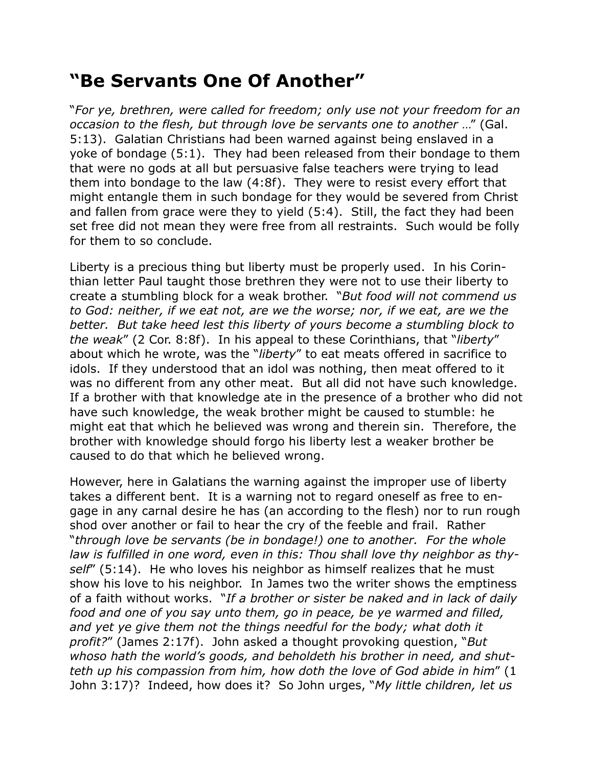## "Be Servants One Of Another"

"*For ye, brethren, were called for freedom; only use not your freedom for an occasion to the flesh, but through love be servants one to another* …" (Gal. 5:13). Galatian Christians had been warned against being enslaved in a yoke of bondage (5:1). They had been released from their bondage to them that were no gods at all but persuasive false teachers were trying to lead them into bondage to the law (4:8f). They were to resist every effort that might entangle them in such bondage for they would be severed from Christ and fallen from grace were they to yield (5:4). Still, the fact they had been set free did not mean they were free from all restraints. Such would be folly for them to so conclude.

Liberty is a precious thing but liberty must be properly used. In his Corinthian letter Paul taught those brethren they were not to use their liberty to create a stumbling block for a weak brother. "*But food will not commend us to God: neither, if we eat not, are we the worse; nor, if we eat, are we the better. But take heed lest this liberty of yours become a stumbling block to the weak*" (2 Cor. 8:8f). In his appeal to these Corinthians, that "*liberty*" about which he wrote, was the "*liberty*" to eat meats offered in sacrifice to idols. If they understood that an idol was nothing, then meat offered to it was no different from any other meat. But all did not have such knowledge. If a brother with that knowledge ate in the presence of a brother who did not have such knowledge, the weak brother might be caused to stumble: he might eat that which he believed was wrong and therein sin. Therefore, the brother with knowledge should forgo his liberty lest a weaker brother be caused to do that which he believed wrong.

However, here in Galatians the warning against the improper use of liberty takes a different bent. It is a warning not to regard oneself as free to engage in any carnal desire he has (an according to the flesh) nor to run rough shod over another or fail to hear the cry of the feeble and frail. Rather "*through love be servants (be in bondage!) one to another. For the whole law is fulfilled in one word, even in this: Thou shall love thy neighbor as thyself*" (5:14). He who loves his neighbor as himself realizes that he must show his love to his neighbor. In James two the writer shows the emptiness of a faith without works. "*If a brother or sister be naked and in lack of daily food and one of you say unto them, go in peace, be ye warmed and filled, and yet ye give them not the things needful for the body; what doth it profit?*" (James 2:17f). John asked a thought provoking question, "*But whoso hath the world's goods, and beholdeth his brother in need, and shutteth up his compassion from him, how doth the love of God abide in him*" (1 John 3:17)? Indeed, how does it? So John urges, "*My little children, let us*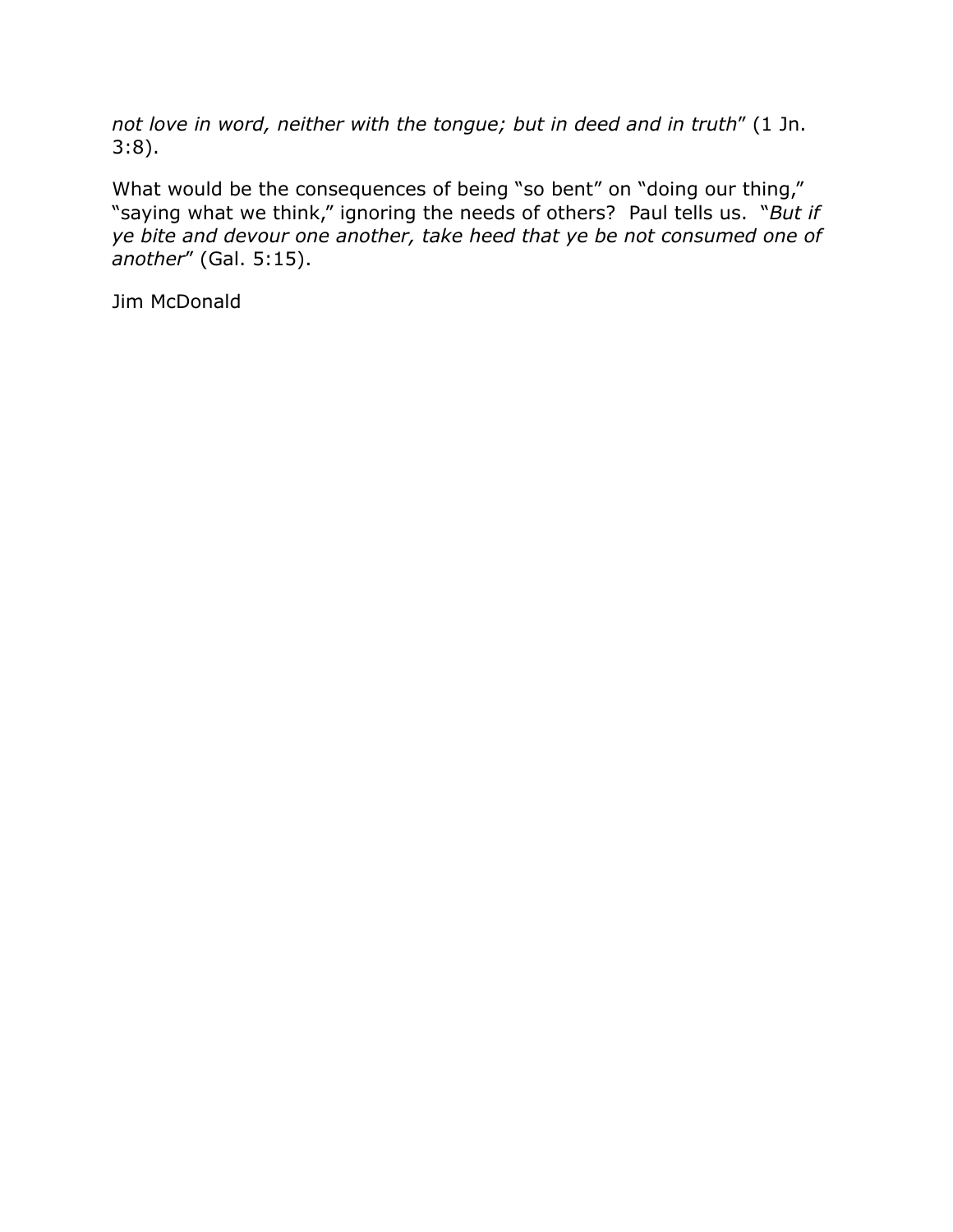*not love in word, neither with the tongue; but in deed and in truth*" (1 Jn. 3:8).

What would be the consequences of being "so bent" on "doing our thing," "saying what we think," ignoring the needs of others? Paul tells us. "*But if ye bite and devour one another, take heed that ye be not consumed one of another*" (Gal. 5:15).

Jim McDonald